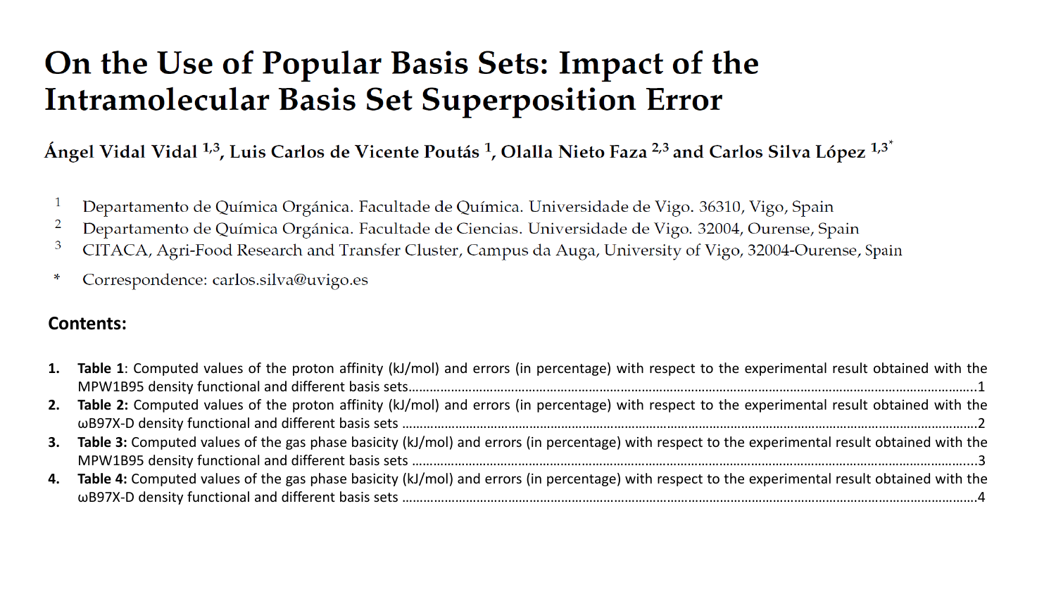# On the Use of Popular Basis Sets: Impact of the Intramolecular Basis Set Superposition Error

**Ángel Vidal Vidal [1,3], Luis Carlos de Vicente Poutás [1], Olalla Nieto Faza [2,3] and Carlos Silva López [1,3*]**

[1] Departamento de Química Orgánica. Facultade de Química. Universidade de Vigo. 36310, Vigo, Spain
[2] Departamento de Química Orgánica. Facultade de Ciencias. Universidade de Vigo. 32004, Ourense, Spain
[3] CITACA, Agri-Food Research and Transfer Cluster, Campus da Auga, University of Vigo, 32004-Ourense, Spain

\* Correspondence: carlos.silva@uvigo.es

**Contents:**

1. **Table 1**: Computed values of the proton affinity (kJ/mol) and errors (in percentage) with respect to the experimental result obtained with the MPW1B95 density functional and different basis sets....................1
2. **Table 2:** Computed values of the proton affinity (kJ/mol) and errors (in percentage) with respect to the experimental result obtained with the ωB97X-D density functional and different basis sets....................2
3. **Table 3:** Computed values of the gas phase basicity (kJ/mol) and errors (in percentage) with respect to the experimental result obtained with the MPW1B95 density functional and different basis sets....................3
4. **Table 4:** Computed values of the gas phase basicity (kJ/mol) and errors (in percentage) with respect to the experimental result obtained with the ωB97X-D density functional and different basis sets....................4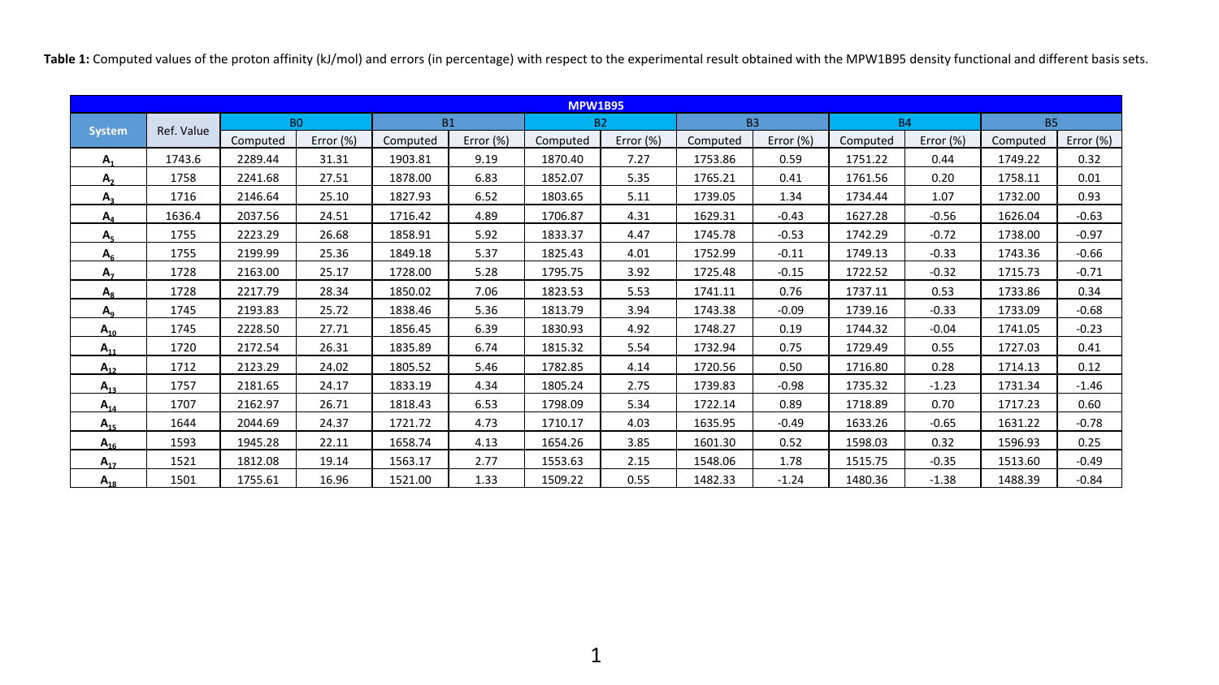**Table 1:** Computed values of the proton affinity (kJ/mol) and errors (in percentage) with respect to the experimental result obtained with the MPW1B95 density functional and different basis sets.

| MPW1B95 | | | | | | | | | | | | | |
|---|---|---|---|---|---|---|---|---|---|---|---|---|---|
| System | Ref. Value | B0 | | B1 | | B2 | | B3 | | B4 | | B5 | |
| | | Computed | Error (%) | Computed | Error (%) | Computed | Error (%) | Computed | Error (%) | Computed | Error (%) | Computed | Error (%) |
| $A_1$ | 1743.6 | 2289.44 | 31.31 | 1903.81 | 9.19 | 1870.40 | 7.27 | 1753.86 | 0.59 | 1751.22 | 0.44 | 1749.22 | 0.32 |
| $A_2$ | 1758 | 2241.68 | 27.51 | 1878.00 | 6.83 | 1852.07 | 5.35 | 1765.21 | 0.41 | 1761.56 | 0.20 | 1758.11 | 0.01 |
| $A_3$ | 1716 | 2146.64 | 25.10 | 1827.93 | 6.52 | 1803.65 | 5.11 | 1739.05 | 1.34 | 1734.44 | 1.07 | 1732.00 | 0.93 |
| $A_4$ | 1636.4 | 2037.56 | 24.51 | 1716.42 | 4.89 | 1706.87 | 4.31 | 1629.31 | -0.43 | 1627.28 | -0.56 | 1626.04 | -0.63 |
| $A_5$ | 1755 | 2223.29 | 26.68 | 1858.91 | 5.92 | 1833.37 | 4.47 | 1745.78 | -0.53 | 1742.29 | -0.72 | 1738.00 | -0.97 |
| $A_6$ | 1755 | 2199.99 | 25.36 | 1849.18 | 5.37 | 1825.43 | 4.01 | 1752.99 | -0.11 | 1749.13 | -0.33 | 1743.36 | -0.66 |
| $A_7$ | 1728 | 2163.00 | 25.17 | 1728.00 | 5.28 | 1795.75 | 3.92 | 1725.48 | -0.15 | 1722.52 | -0.32 | 1715.73 | -0.71 |
| $A_8$ | 1728 | 2217.79 | 28.34 | 1850.02 | 7.06 | 1823.53 | 5.53 | 1741.11 | 0.76 | 1737.11 | 0.53 | 1733.86 | 0.34 |
| $A_9$ | 1745 | 2193.83 | 25.72 | 1838.46 | 5.36 | 1813.79 | 3.94 | 1743.38 | -0.09 | 1739.16 | -0.33 | 1733.09 | -0.68 |
| $A_{10}$ | 1745 | 2228.50 | 27.71 | 1856.45 | 6.39 | 1830.93 | 4.92 | 1748.27 | 0.19 | 1744.32 | -0.04 | 1741.05 | -0.23 |
| $A_{11}$ | 1720 | 2172.54 | 26.31 | 1835.89 | 6.74 | 1815.32 | 5.54 | 1732.94 | 0.75 | 1729.49 | 0.55 | 1727.03 | 0.41 |
| $A_{12}$ | 1712 | 2123.29 | 24.02 | 1805.52 | 5.46 | 1782.85 | 4.14 | 1720.56 | 0.50 | 1716.80 | 0.28 | 1714.13 | 0.12 |
| $A_{13}$ | 1757 | 2181.65 | 24.17 | 1833.19 | 4.34 | 1805.24 | 2.75 | 1739.83 | -0.98 | 1735.32 | -1.23 | 1731.34 | -1.46 |
| $A_{14}$ | 1707 | 2162.97 | 26.71 | 1818.43 | 6.53 | 1798.09 | 5.34 | 1722.14 | 0.89 | 1718.89 | 0.70 | 1717.23 | 0.60 |
| $A_{15}$ | 1644 | 2044.69 | 24.37 | 1721.72 | 4.73 | 1710.17 | 4.03 | 1635.95 | -0.49 | 1633.26 | -0.65 | 1631.22 | -0.78 |
| $A_{16}$ | 1593 | 1945.28 | 22.11 | 1658.74 | 4.13 | 1654.26 | 3.85 | 1601.30 | 0.52 | 1598.03 | 0.32 | 1596.93 | 0.25 |
| $A_{17}$ | 1521 | 1812.08 | 19.14 | 1563.17 | 2.77 | 1553.63 | 2.15 | 1548.06 | 1.78 | 1515.75 | -0.35 | 1513.60 | -0.49 |
| $A_{18}$ | 1501 | 1755.61 | 16.96 | 1521.00 | 1.33 | 1509.22 | 0.55 | 1482.33 | -1.24 | 1480.36 | -1.38 | 1488.39 | -0.84 |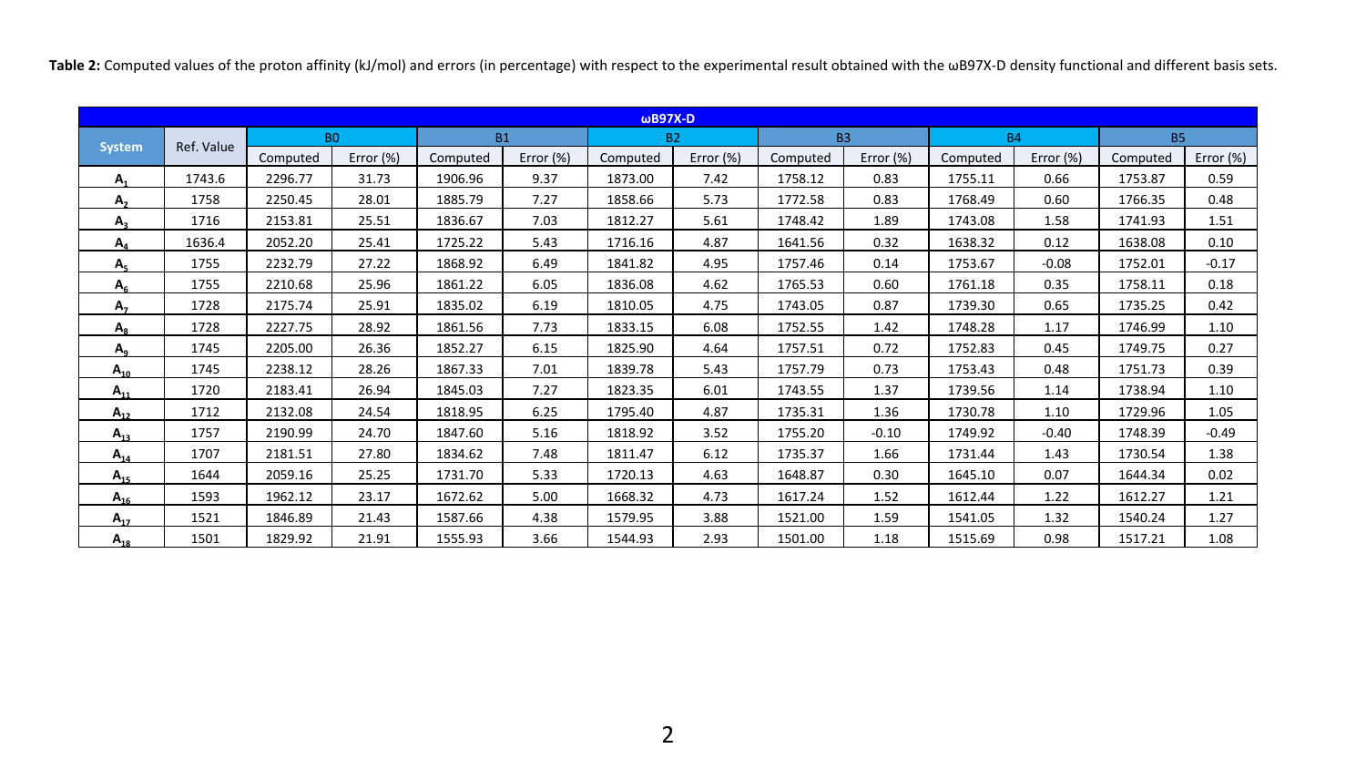**Table 2:** Computed values of the proton affinity (kJ/mol) and errors (in percentage) with respect to the experimental result obtained with the ωB97X-D density functional and different basis sets.

| ωB97X-D | | | | | | | | | | | | | |
|---|---|---|---|---|---|---|---|---|---|---|---|---|---|
| System | Ref. Value | B0 | | B1 | | B2 | | B3 | | B4 | | B5 | |
| | | Computed | Error (%) | Computed | Error (%) | Computed | Error (%) | Computed | Error (%) | Computed | Error (%) | Computed | Error (%) |
| $A_1$ | 1743.6 | 2296.77 | 31.73 | 1906.96 | 9.37 | 1873.00 | 7.42 | 1758.12 | 0.83 | 1755.11 | 0.66 | 1753.87 | 0.59 |
| $A_2$ | 1758 | 2250.45 | 28.01 | 1885.79 | 7.27 | 1858.66 | 5.73 | 1772.58 | 0.83 | 1768.49 | 0.60 | 1766.35 | 0.48 |
| $A_3$ | 1716 | 2153.81 | 25.51 | 1836.67 | 7.03 | 1812.27 | 5.61 | 1748.42 | 1.89 | 1743.08 | 1.58 | 1741.93 | 1.51 |
| $A_4$ | 1636.4 | 2052.20 | 25.41 | 1725.22 | 5.43 | 1716.16 | 4.87 | 1641.56 | 0.32 | 1638.32 | 0.12 | 1638.08 | 0.10 |
| $A_5$ | 1755 | 2232.79 | 27.22 | 1868.92 | 6.49 | 1841.82 | 4.95 | 1757.46 | 0.14 | 1753.67 | -0.08 | 1752.01 | -0.17 |
| $A_6$ | 1755 | 2210.68 | 25.96 | 1861.22 | 6.05 | 1836.08 | 4.62 | 1765.53 | 0.60 | 1761.18 | 0.35 | 1758.11 | 0.18 |
| $A_7$ | 1728 | 2175.74 | 25.91 | 1835.02 | 6.19 | 1810.05 | 4.75 | 1743.05 | 0.87 | 1739.30 | 0.65 | 1735.25 | 0.42 |
| $A_8$ | 1728 | 2227.75 | 28.92 | 1861.56 | 7.73 | 1833.15 | 6.08 | 1752.55 | 1.42 | 1748.28 | 1.17 | 1746.99 | 1.10 |
| $A_9$ | 1745 | 2205.00 | 26.36 | 1852.27 | 6.15 | 1825.90 | 4.64 | 1757.51 | 0.72 | 1752.83 | 0.45 | 1749.75 | 0.27 |
| $A_{10}$ | 1745 | 2238.12 | 28.26 | 1867.33 | 7.01 | 1839.78 | 5.43 | 1757.79 | 0.73 | 1753.43 | 0.48 | 1751.73 | 0.39 |
| $A_{11}$ | 1720 | 2183.41 | 26.94 | 1845.03 | 7.27 | 1823.35 | 6.01 | 1743.55 | 1.37 | 1739.56 | 1.14 | 1738.94 | 1.10 |
| $A_{12}$ | 1712 | 2132.08 | 24.54 | 1818.95 | 6.25 | 1795.40 | 4.87 | 1735.31 | 1.36 | 1730.78 | 1.10 | 1729.96 | 1.05 |
| $A_{13}$ | 1757 | 2190.99 | 24.70 | 1847.60 | 5.16 | 1818.92 | 3.52 | 1755.20 | -0.10 | 1749.92 | -0.40 | 1748.39 | -0.49 |
| $A_{14}$ | 1707 | 2181.51 | 27.80 | 1834.62 | 7.48 | 1811.47 | 6.12 | 1735.37 | 1.66 | 1731.44 | 1.43 | 1730.54 | 1.38 |
| $A_{15}$ | 1644 | 2059.16 | 25.25 | 1731.70 | 5.33 | 1720.13 | 4.63 | 1648.87 | 0.30 | 1645.10 | 0.07 | 1644.34 | 0.02 |
| $A_{16}$ | 1593 | 1962.12 | 23.17 | 1672.62 | 5.00 | 1668.32 | 4.73 | 1617.24 | 1.52 | 1612.44 | 1.22 | 1612.27 | 1.21 |
| $A_{17}$ | 1521 | 1846.89 | 21.43 | 1587.66 | 4.38 | 1579.95 | 3.88 | 1521.00 | 1.59 | 1541.05 | 1.32 | 1540.24 | 1.27 |
| $A_{18}$ | 1501 | 1829.92 | 21.91 | 1555.93 | 3.66 | 1544.93 | 2.93 | 1501.00 | 1.18 | 1515.69 | 0.98 | 1517.21 | 1.08 |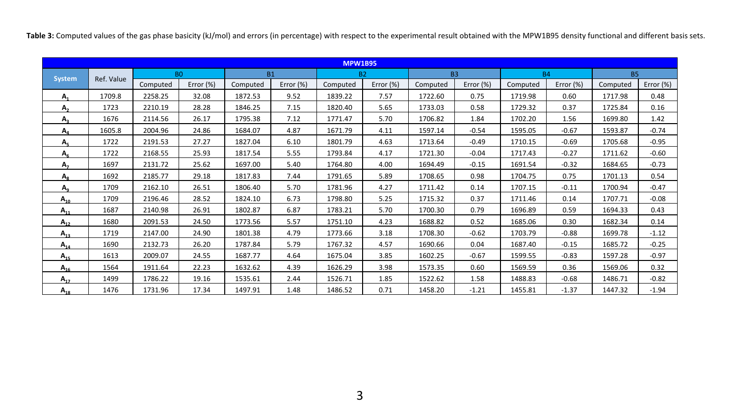**Table 3:** Computed values of the gas phase basicity (kJ/mol) and errors (in percentage) with respect to the experimental result obtained with the MPW1B95 density functional and different basis sets.

| MPW1B95 | | | | | | | | | | | | | |
|---|---|---|---|---|---|---|---|---|---|---|---|---|---|
| System | Ref. Value | B0 | | B1 | | B2 | | B3 | | B4 | | B5 | |
| | | Computed | Error (%) | Computed | Error (%) | Computed | Error (%) | Computed | Error (%) | Computed | Error (%) | Computed | Error (%) |
| $A_1$ | 1709.8 | 2258.25 | 32.08 | 1872.53 | 9.52 | 1839.22 | 7.57 | 1722.60 | 0.75 | 1719.98 | 0.60 | 1717.98 | 0.48 |
| $A_2$ | 1723 | 2210.19 | 28.28 | 1846.25 | 7.15 | 1820.40 | 5.65 | 1733.03 | 0.58 | 1729.32 | 0.37 | 1725.84 | 0.16 |
| $A_3$ | 1676 | 2114.56 | 26.17 | 1795.38 | 7.12 | 1771.47 | 5.70 | 1706.82 | 1.84 | 1702.20 | 1.56 | 1699.80 | 1.42 |
| $A_4$ | 1605.8 | 2004.96 | 24.86 | 1684.07 | 4.87 | 1671.79 | 4.11 | 1597.14 | -0.54 | 1595.05 | -0.67 | 1593.87 | -0.74 |
| $A_5$ | 1722 | 2191.53 | 27.27 | 1827.04 | 6.10 | 1801.79 | 4.63 | 1713.64 | -0.49 | 1710.15 | -0.69 | 1705.68 | -0.95 |
| $A_6$ | 1722 | 2168.55 | 25.93 | 1817.54 | 5.55 | 1793.84 | 4.17 | 1721.30 | -0.04 | 1717.43 | -0.27 | 1711.62 | -0.60 |
| $A_7$ | 1697 | 2131.72 | 25.62 | 1697.00 | 5.40 | 1764.80 | 4.00 | 1694.49 | -0.15 | 1691.54 | -0.32 | 1684.65 | -0.73 |
| $A_8$ | 1692 | 2185.77 | 29.18 | 1817.83 | 7.44 | 1791.65 | 5.89 | 1708.65 | 0.98 | 1704.75 | 0.75 | 1701.13 | 0.54 |
| $A_9$ | 1709 | 2162.10 | 26.51 | 1806.40 | 5.70 | 1781.96 | 4.27 | 1711.42 | 0.14 | 1707.15 | -0.11 | 1700.94 | -0.47 |
| $A_{10}$ | 1709 | 2196.46 | 28.52 | 1824.10 | 6.73 | 1798.80 | 5.25 | 1715.32 | 0.37 | 1711.46 | 0.14 | 1707.71 | -0.08 |
| $A_{11}$ | 1687 | 2140.98 | 26.91 | 1802.87 | 6.87 | 1783.21 | 5.70 | 1700.30 | 0.79 | 1696.89 | 0.59 | 1694.33 | 0.43 |
| $A_{12}$ | 1680 | 2091.53 | 24.50 | 1773.56 | 5.57 | 1751.10 | 4.23 | 1688.82 | 0.52 | 1685.06 | 0.30 | 1682.34 | 0.14 |
| $A_{13}$ | 1719 | 2147.00 | 24.90 | 1801.38 | 4.79 | 1773.66 | 3.18 | 1708.30 | -0.62 | 1703.79 | -0.88 | 1699.78 | -1.12 |
| $A_{14}$ | 1690 | 2132.73 | 26.20 | 1787.84 | 5.79 | 1767.32 | 4.57 | 1690.66 | 0.04 | 1687.40 | -0.15 | 1685.72 | -0.25 |
| $A_{15}$ | 1613 | 2009.07 | 24.55 | 1687.77 | 4.64 | 1675.04 | 3.85 | 1602.25 | -0.67 | 1599.55 | -0.83 | 1597.28 | -0.97 |
| $A_{16}$ | 1564 | 1911.64 | 22.23 | 1632.62 | 4.39 | 1626.29 | 3.98 | 1573.35 | 0.60 | 1569.59 | 0.36 | 1569.06 | 0.32 |
| $A_{17}$ | 1499 | 1786.22 | 19.16 | 1535.61 | 2.44 | 1526.71 | 1.85 | 1522.62 | 1.58 | 1488.83 | -0.68 | 1486.71 | -0.82 |
| $A_{18}$ | 1476 | 1731.96 | 17.34 | 1497.91 | 1.48 | 1486.52 | 0.71 | 1458.20 | -1.21 | 1455.81 | -1.37 | 1447.32 | -1.94 |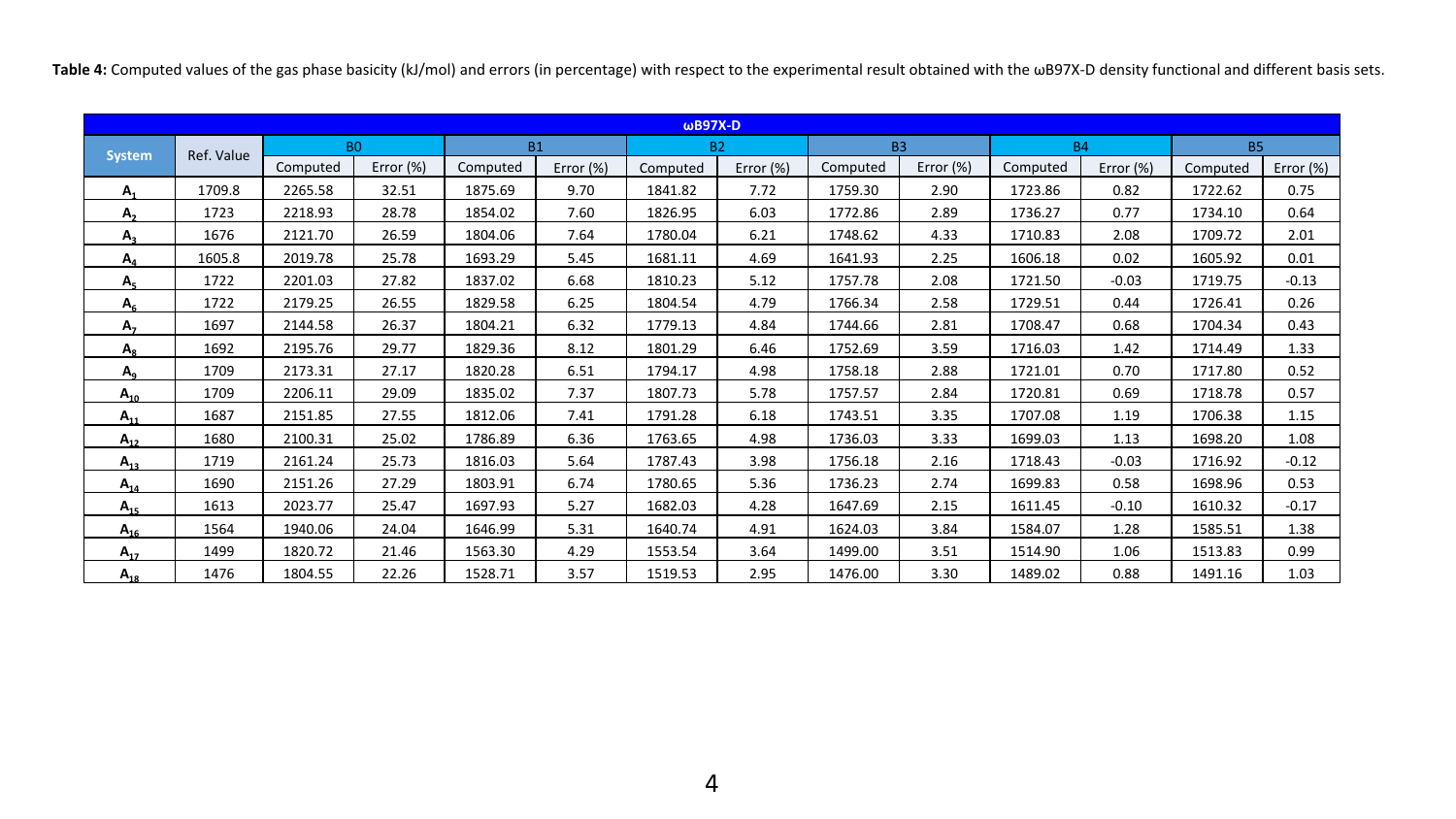**Table 4:** Computed values of the gas phase basicity (kJ/mol) and errors (in percentage) with respect to the experimental result obtained with the ωB97X-D density functional and different basis sets.

| ωB97X-D | | | | | | | | | | | | | |
|---|---|---|---|---|---|---|---|---|---|---|---|---|---|
| System | Ref. Value | B0 | | B1 | | B2 | | B3 | | B4 | | B5 | |
| | | Computed | Error (%) | Computed | Error (%) | Computed | Error (%) | Computed | Error (%) | Computed | Error (%) | Computed | Error (%) |
| $A_1$ | 1709.8 | 2265.58 | 32.51 | 1875.69 | 9.70 | 1841.82 | 7.72 | 1759.30 | 2.90 | 1723.86 | 0.82 | 1722.62 | 0.75 |
| $A_2$ | 1723 | 2218.93 | 28.78 | 1854.02 | 7.60 | 1826.95 | 6.03 | 1772.86 | 2.89 | 1736.27 | 0.77 | 1734.10 | 0.64 |
| $A_3$ | 1676 | 2121.70 | 26.59 | 1804.06 | 7.64 | 1780.04 | 6.21 | 1748.62 | 4.33 | 1710.83 | 2.08 | 1709.72 | 2.01 |
| $A_4$ | 1605.8 | 2019.78 | 25.78 | 1693.29 | 5.45 | 1681.11 | 4.69 | 1641.93 | 2.25 | 1606.18 | 0.02 | 1605.92 | 0.01 |
| $A_5$ | 1722 | 2201.03 | 27.82 | 1837.02 | 6.68 | 1810.23 | 5.12 | 1757.78 | 2.08 | 1721.50 | -0.03 | 1719.75 | -0.13 |
| $A_6$ | 1722 | 2179.25 | 26.55 | 1829.58 | 6.25 | 1804.54 | 4.79 | 1766.34 | 2.58 | 1729.51 | 0.44 | 1726.41 | 0.26 |
| $A_7$ | 1697 | 2144.58 | 26.37 | 1804.21 | 6.32 | 1779.13 | 4.84 | 1744.66 | 2.81 | 1708.47 | 0.68 | 1704.34 | 0.43 |
| $A_8$ | 1692 | 2195.76 | 29.77 | 1829.36 | 8.12 | 1801.29 | 6.46 | 1752.69 | 3.59 | 1716.03 | 1.42 | 1714.49 | 1.33 |
| $A_9$ | 1709 | 2173.31 | 27.17 | 1820.28 | 6.51 | 1794.17 | 4.98 | 1758.18 | 2.88 | 1721.01 | 0.70 | 1717.80 | 0.52 |
| $A_{10}$ | 1709 | 2206.11 | 29.09 | 1835.02 | 7.37 | 1807.73 | 5.78 | 1757.57 | 2.84 | 1720.81 | 0.69 | 1718.78 | 0.57 |
| $A_{11}$ | 1687 | 2151.85 | 27.55 | 1812.06 | 7.41 | 1791.28 | 6.18 | 1743.51 | 3.35 | 1707.08 | 1.19 | 1706.38 | 1.15 |
| $A_{12}$ | 1680 | 2100.31 | 25.02 | 1786.89 | 6.36 | 1763.65 | 4.98 | 1736.03 | 3.33 | 1699.03 | 1.13 | 1698.20 | 1.08 |
| $A_{13}$ | 1719 | 2161.24 | 25.73 | 1816.03 | 5.64 | 1787.43 | 3.98 | 1756.18 | 2.16 | 1718.43 | -0.03 | 1716.92 | -0.12 |
| $A_{14}$ | 1690 | 2151.26 | 27.29 | 1803.91 | 6.74 | 1780.65 | 5.36 | 1736.23 | 2.74 | 1699.83 | 0.58 | 1698.96 | 0.53 |
| $A_{15}$ | 1613 | 2023.77 | 25.47 | 1697.93 | 5.27 | 1682.03 | 4.28 | 1647.69 | 2.15 | 1611.45 | -0.10 | 1610.32 | -0.17 |
| $A_{16}$ | 1564 | 1940.06 | 24.04 | 1646.99 | 5.31 | 1640.74 | 4.91 | 1624.03 | 3.84 | 1584.07 | 1.28 | 1585.51 | 1.38 |
| $A_{17}$ | 1499 | 1820.72 | 21.46 | 1563.30 | 4.29 | 1553.54 | 3.64 | 1499.00 | 3.51 | 1514.90 | 1.06 | 1513.83 | 0.99 |
| $A_{18}$ | 1476 | 1804.55 | 22.26 | 1528.71 | 3.57 | 1519.53 | 2.95 | 1476.00 | 3.30 | 1489.02 | 0.88 | 1491.16 | 1.03 |